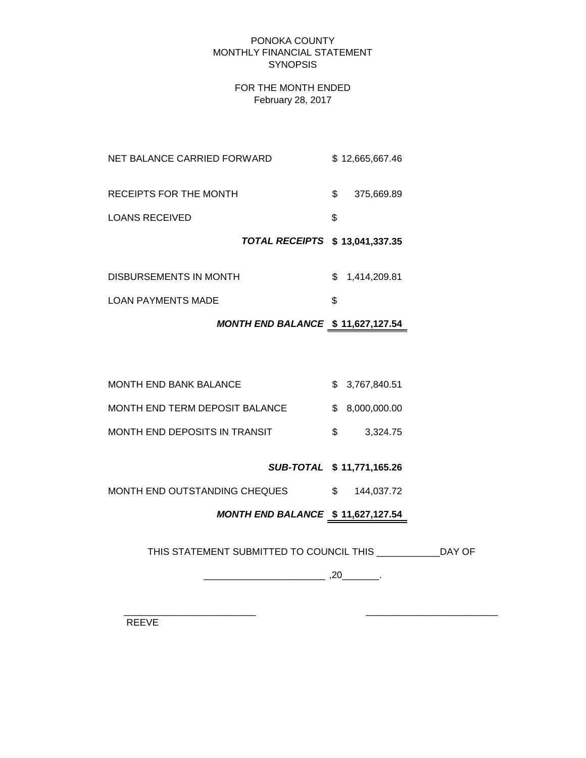PONOKA COUNTY
MONTHLY FINANCIAL STATEMENT
SYNOPSIS

FOR THE MONTH ENDED
February 28, 2017

| | |
|---|---|
| NET BALANCE CARRIED FORWARD | $ 12,665,667.46 |
| RECEIPTS FOR THE MONTH | $ 375,669.89 |
| LOANS RECEIVED | $ |
| ***TOTAL RECEIPTS*** | **$ 13,041,337.35** |
| DISBURSEMENTS IN MONTH | $ 1,414,209.81 |
| LOAN PAYMENTS MADE | $ |
| ***MONTH END BALANCE*** | **$ 11,627,127.54** |

| | |
|---|---|
| MONTH END BANK BALANCE | $ 3,767,840.51 |
| MONTH END TERM DEPOSIT BALANCE | $ 8,000,000.00 |
| MONTH END DEPOSITS IN TRANSIT | $ 3,324.75 |
| ***SUB-TOTAL*** | **$ 11,771,165.26** |
| MONTH END OUTSTANDING CHEQUES | $ 144,037.72 |
| ***MONTH END BALANCE*** | **$ 11,627,127.54** |

THIS STATEMENT SUBMITTED TO COUNCIL THIS ____________DAY OF

_______________________ ,20_______.

_________________________ _________________________
REEVE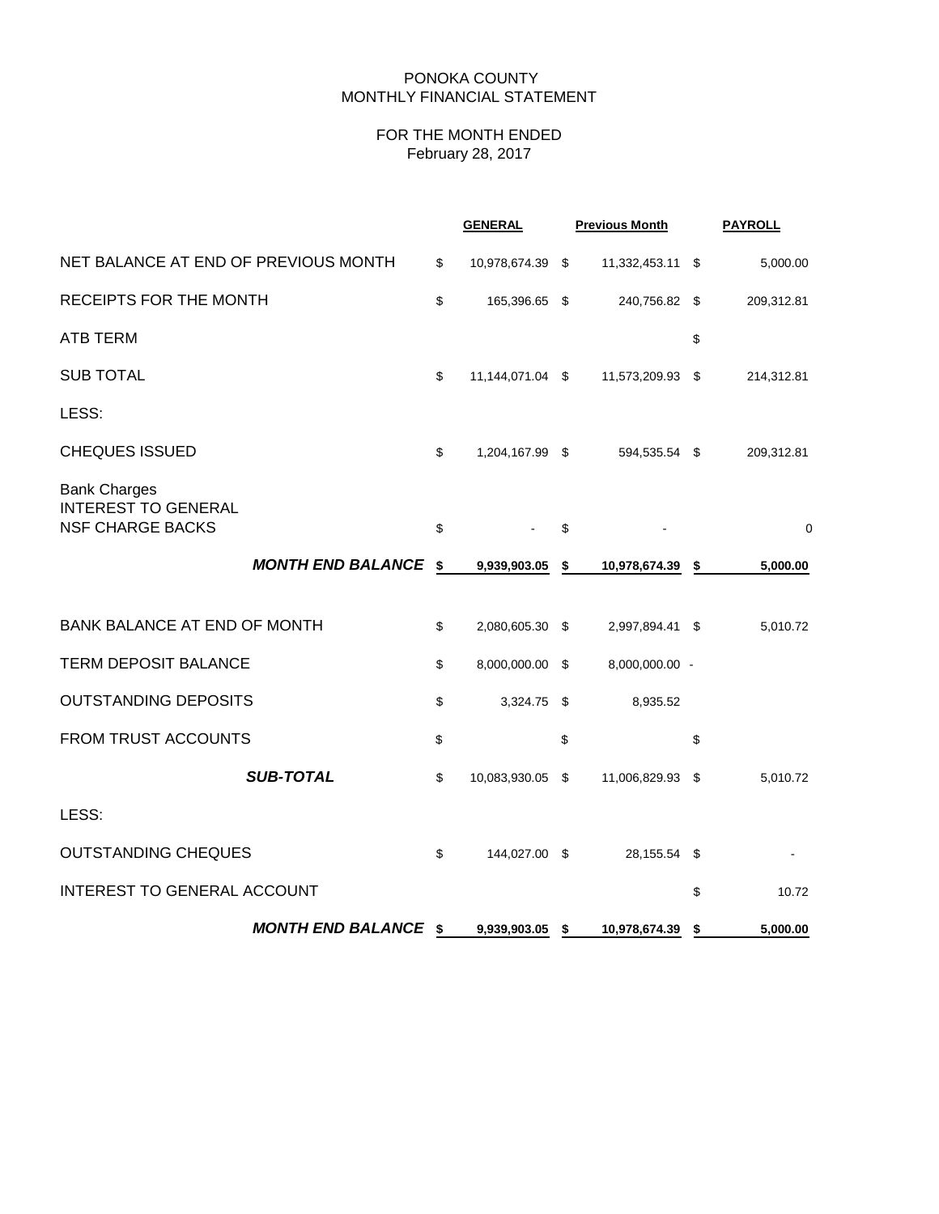PONOKA COUNTY
MONTHLY FINANCIAL STATEMENT

FOR THE MONTH ENDED
February 28, 2017

| | GENERAL | Previous Month | PAYROLL |
|---|---|---|---|
| NET BALANCE AT END OF PREVIOUS MONTH | $ 10,978,674.39 | $ 11,332,453.11 | $ 5,000.00 |
| RECEIPTS FOR THE MONTH | $ 165,396.65 | $ 240,756.82 | $ 209,312.81 |
| ATB TERM | | | $ |
| SUB TOTAL | $ 11,144,071.04 | $ 11,573,209.93 | $ 214,312.81 |
| LESS: | | | |
| CHEQUES ISSUED | $ 1,204,167.99 | $ 594,535.54 | $ 209,312.81 |
| Bank Charges<br>INTEREST TO GENERAL<br>NSF CHARGE BACKS | $ - | $ - | 0 |
| ***MONTH END BALANCE*** | **$ 9,939,903.05** | **$ 10,978,674.39** | **$ 5,000.00** |
| BANK BALANCE AT END OF MONTH | $ 2,080,605.30 | $ 2,997,894.41 | $ 5,010.72 |
| TERM DEPOSIT BALANCE | $ 8,000,000.00 | $ 8,000,000.00 | - |
| OUTSTANDING DEPOSITS | $ 3,324.75 | $ 8,935.52 | |
| FROM TRUST ACCOUNTS | $ | $ | $ |
| ***SUB-TOTAL*** | $ 10,083,930.05 | $ 11,006,829.93 | $ 5,010.72 |
| LESS: | | | |
| OUTSTANDING CHEQUES | $ 144,027.00 | $ 28,155.54 | $ - |
| INTEREST TO GENERAL ACCOUNT | | | $ 10.72 |
| ***MONTH END BALANCE*** | **$ 9,939,903.05** | **$ 10,978,674.39** | **$ 5,000.00** |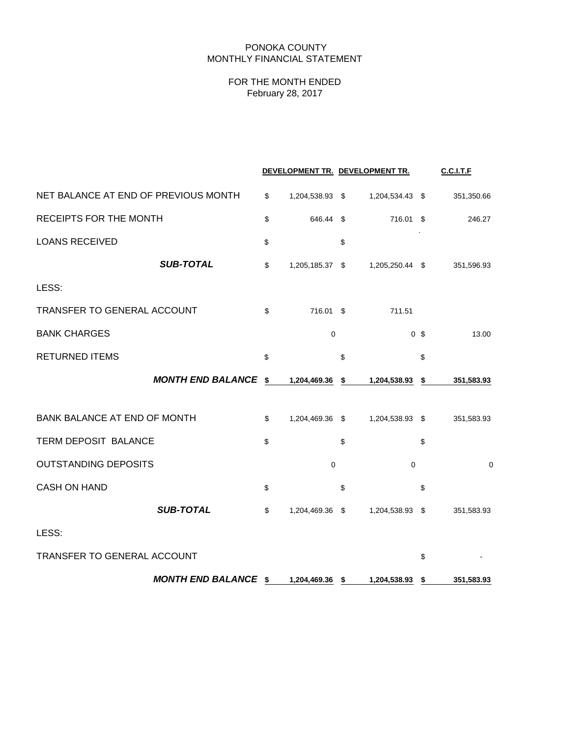PONOKA COUNTY
MONTHLY FINANCIAL STATEMENT

FOR THE MONTH ENDED
February 28, 2017

| | DEVELOPMENT TR. | DEVELOPMENT TR. | C.C.I.T.F |
|---|---|---|---|
| NET BALANCE AT END OF PREVIOUS MONTH | $ 1,204,538.93 | $ 1,204,534.43 | $ 351,350.66 |
| RECEIPTS FOR THE MONTH | $ 646.44 | $ 716.01 | $ 246.27 |
| LOANS RECEIVED | $ | $ | |
| ***SUB-TOTAL*** | $ 1,205,185.37 | $ 1,205,250.44 | $ 351,596.93 |
| LESS: | | | |
| TRANSFER TO GENERAL ACCOUNT | $ 716.01 | $ 711.51 | |
| BANK CHARGES | 0 | 0 | $ 13.00 |
| RETURNED ITEMS | $ | $ | $ |
| ***MONTH END BALANCE*** | **$ 1,204,469.36** | **$ 1,204,538.93** | **$ 351,583.93** |
| BANK BALANCE AT END OF MONTH | $ 1,204,469.36 | $ 1,204,538.93 | $ 351,583.93 |
| TERM DEPOSIT BALANCE | $ | $ | $ |
| OUTSTANDING DEPOSITS | 0 | 0 | 0 |
| CASH ON HAND | $ | $ | $ |
| ***SUB-TOTAL*** | $ 1,204,469.36 | $ 1,204,538.93 | $ 351,583.93 |
| LESS: | | | |
| TRANSFER TO GENERAL ACCOUNT | | | $ - |
| ***MONTH END BALANCE*** | **$ 1,204,469.36** | **$ 1,204,538.93** | **$ 351,583.93** |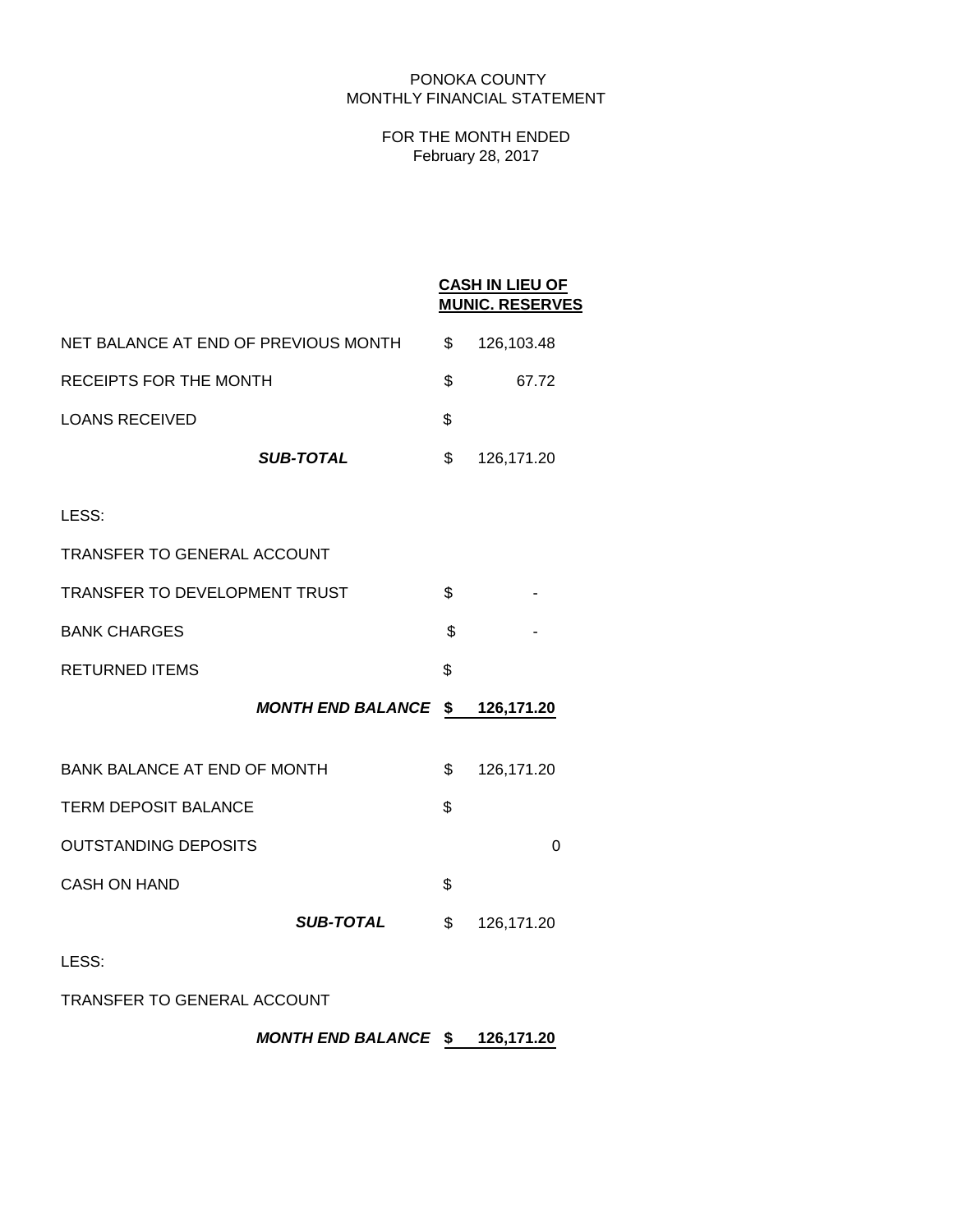PONOKA COUNTY
MONTHLY FINANCIAL STATEMENT

FOR THE MONTH ENDED
February 28, 2017

| | | CASH IN LIEU OF MUNIC. RESERVES |
|---|---|---|
| NET BALANCE AT END OF PREVIOUS MONTH | $ | 126,103.48 |
| RECEIPTS FOR THE MONTH | $ | 67.72 |
| LOANS RECEIVED | $ | |
| ***SUB-TOTAL*** | $ | 126,171.20 |
| LESS: | | |
| TRANSFER TO GENERAL ACCOUNT | | |
| TRANSFER TO DEVELOPMENT TRUST | $ | - |
| BANK CHARGES | $ | - |
| RETURNED ITEMS | $ | |
| ***MONTH END BALANCE*** | **$** | **126,171.20** |
| BANK BALANCE AT END OF MONTH | $ | 126,171.20 |
| TERM DEPOSIT BALANCE | $ | |
| OUTSTANDING DEPOSITS | | 0 |
| CASH ON HAND | $ | |
| ***SUB-TOTAL*** | $ | 126,171.20 |
| LESS: | | |
| TRANSFER TO GENERAL ACCOUNT | | |
| ***MONTH END BALANCE*** | **$** | **126,171.20** |